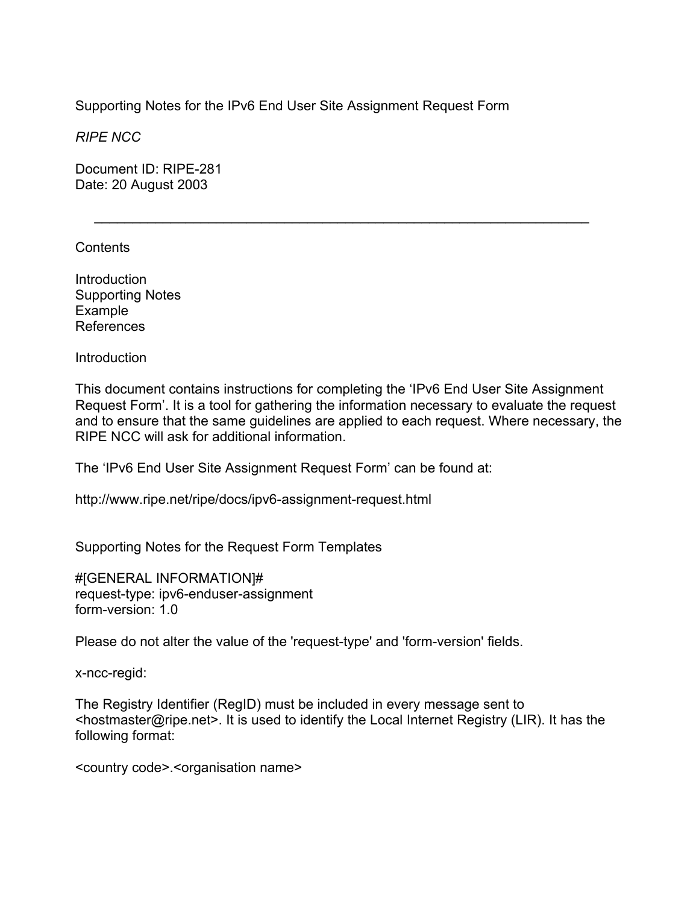# Supporting Notes for the IPv6 End User Site Assignment Request Form

*RIPE NCC*

Document ID: RIPE-281
Date: 20 August 2003

---

Contents

Introduction
Supporting Notes
Example
References

## Introduction

This document contains instructions for completing the 'IPv6 End User Site Assignment Request Form'. It is a tool for gathering the information necessary to evaluate the request and to ensure that the same guidelines are applied to each request. Where necessary, the RIPE NCC will ask for additional information.

The 'IPv6 End User Site Assignment Request Form' can be found at:

http://www.ripe.net/ripe/docs/ipv6-assignment-request.html

## Supporting Notes for the Request Form Templates

```
#[GENERAL INFORMATION]#
request-type: ipv6-enduser-assignment
form-version: 1.0
```

Please do not alter the value of the 'request-type' and 'form-version' fields.

x-ncc-regid:

The Registry Identifier (RegID) must be included in every message sent to <hostmaster@ripe.net>. It is used to identify the Local Internet Registry (LIR). It has the following format:

<country code>.<organisation name>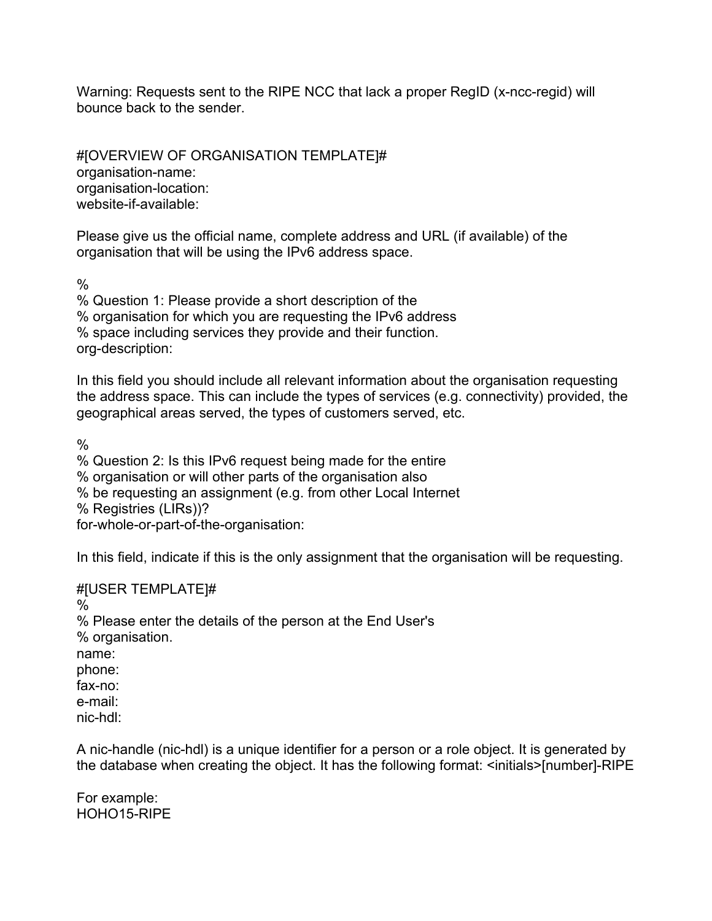Warning: Requests sent to the RIPE NCC that lack a proper RegID (x-ncc-regid) will bounce back to the sender.

#[OVERVIEW OF ORGANISATION TEMPLATE]#
organisation-name:
organisation-location:
website-if-available:

Please give us the official name, complete address and URL (if available) of the organisation that will be using the IPv6 address space.

%
% Question 1: Please provide a short description of the
% organisation for which you are requesting the IPv6 address
% space including services they provide and their function.
org-description:

In this field you should include all relevant information about the organisation requesting the address space. This can include the types of services (e.g. connectivity) provided, the geographical areas served, the types of customers served, etc.

%
% Question 2: Is this IPv6 request being made for the entire
% organisation or will other parts of the organisation also
% be requesting an assignment (e.g. from other Local Internet
% Registries (LIRs))?
for-whole-or-part-of-the-organisation:

In this field, indicate if this is the only assignment that the organisation will be requesting.

#[USER TEMPLATE]#
%
% Please enter the details of the person at the End User's
% organisation.
name:
phone:
fax-no:
e-mail:
nic-hdl:

A nic-handle (nic-hdl) is a unique identifier for a person or a role object. It is generated by the database when creating the object. It has the following format: <initials>[number]-RIPE

For example:
HOHO15-RIPE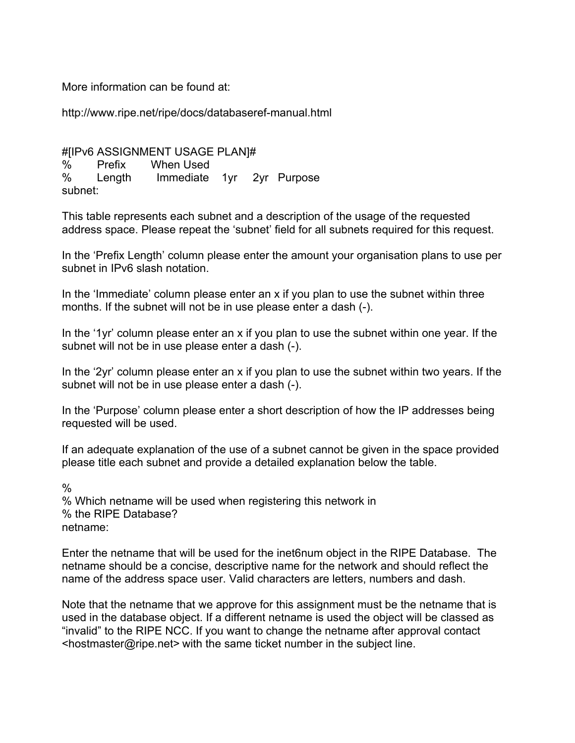More information can be found at:

http://www.ripe.net/ripe/docs/databaseref-manual.html

```
#[IPv6 ASSIGNMENT USAGE PLAN]#
%       Prefix       When Used
%       Length       Immediate    1yr    2yr   Purpose
subnet:
```

This table represents each subnet and a description of the usage of the requested address space. Please repeat the 'subnet' field for all subnets required for this request.

In the 'Prefix Length' column please enter the amount your organisation plans to use per subnet in IPv6 slash notation.

In the 'Immediate' column please enter an x if you plan to use the subnet within three months. If the subnet will not be in use please enter a dash (-).

In the '1yr' column please enter an x if you plan to use the subnet within one year. If the subnet will not be in use please enter a dash (-).

In the '2yr' column please enter an x if you plan to use the subnet within two years. If the subnet will not be in use please enter a dash (-).

In the 'Purpose' column please enter a short description of how the IP addresses being requested will be used.

If an adequate explanation of the use of a subnet cannot be given in the space provided please title each subnet and provide a detailed explanation below the table.

```
%
% Which netname will be used when registering this network in
% the RIPE Database?
netname:
```

Enter the netname that will be used for the inet6num object in the RIPE Database. The netname should be a concise, descriptive name for the network and should reflect the name of the address space user. Valid characters are letters, numbers and dash.

Note that the netname that we approve for this assignment must be the netname that is used in the database object. If a different netname is used the object will be classed as "invalid" to the RIPE NCC. If you want to change the netname after approval contact <hostmaster@ripe.net> with the same ticket number in the subject line.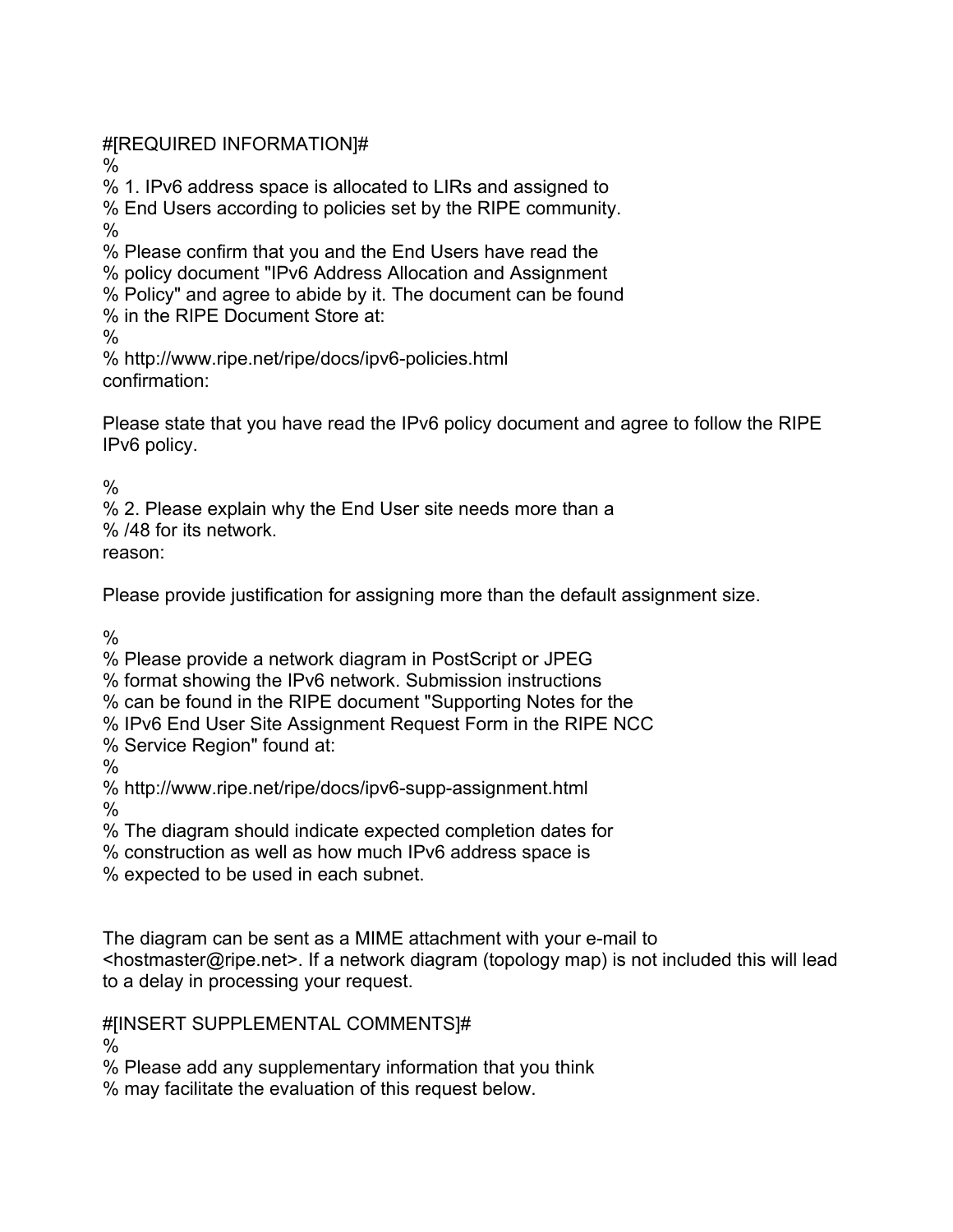#[REQUIRED INFORMATION]#
%
% 1. IPv6 address space is allocated to LIRs and assigned to
% End Users according to policies set by the RIPE community.
%
% Please confirm that you and the End Users have read the
% policy document "IPv6 Address Allocation and Assignment
% Policy" and agree to abide by it. The document can be found
% in the RIPE Document Store at:
%
% http://www.ripe.net/ripe/docs/ipv6-policies.html
confirmation:

Please state that you have read the IPv6 policy document and agree to follow the RIPE IPv6 policy.

%
% 2. Please explain why the End User site needs more than a
% /48 for its network.
reason:

Please provide justification for assigning more than the default assignment size.

%
% Please provide a network diagram in PostScript or JPEG
% format showing the IPv6 network. Submission instructions
% can be found in the RIPE document "Supporting Notes for the
% IPv6 End User Site Assignment Request Form in the RIPE NCC
% Service Region" found at:
%
% http://www.ripe.net/ripe/docs/ipv6-supp-assignment.html
%
% The diagram should indicate expected completion dates for
% construction as well as how much IPv6 address space is
% expected to be used in each subnet.

The diagram can be sent as a MIME attachment with your e-mail to <hostmaster@ripe.net>. If a network diagram (topology map) is not included this will lead to a delay in processing your request.

#[INSERT SUPPLEMENTAL COMMENTS]#
%
% Please add any supplementary information that you think
% may facilitate the evaluation of this request below.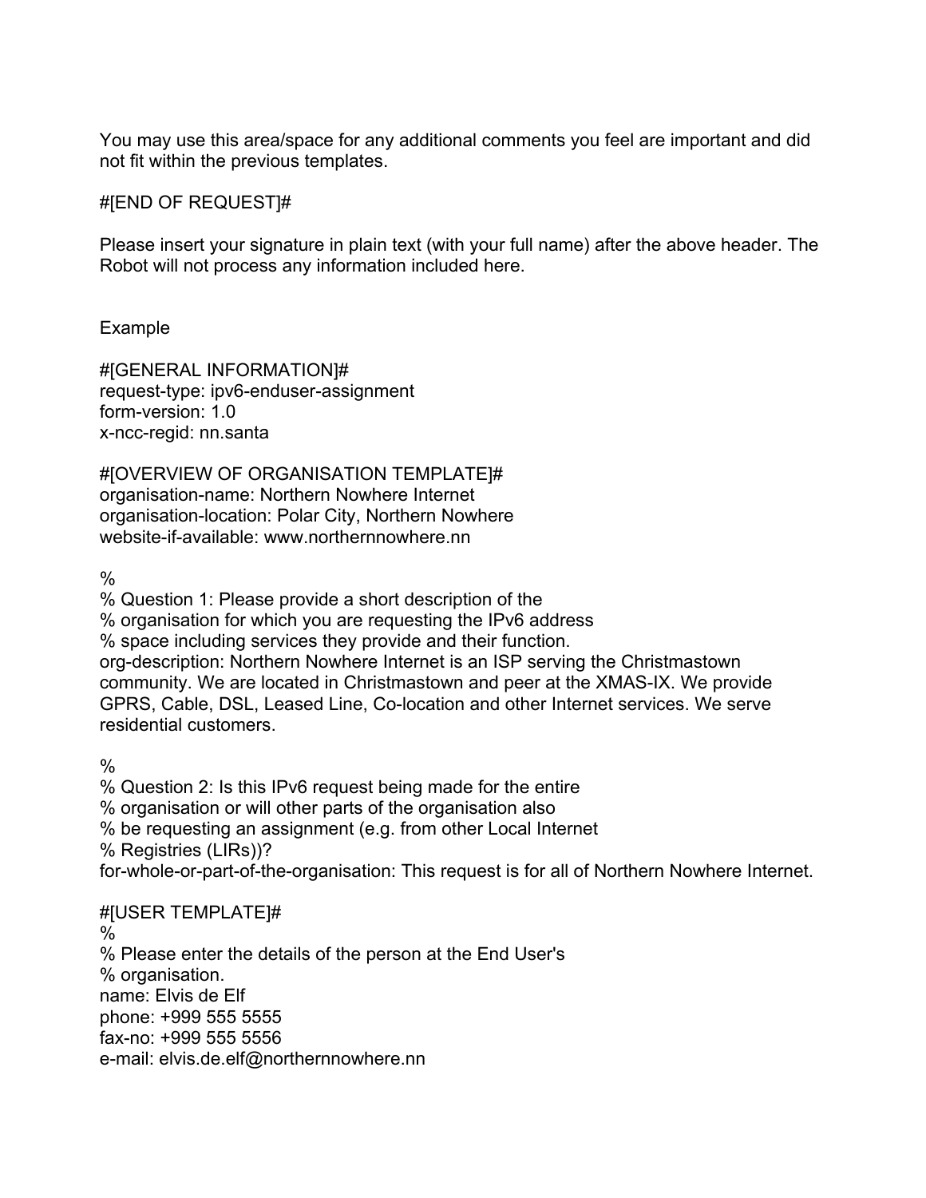You may use this area/space for any additional comments you feel are important and did not fit within the previous templates.

#[END OF REQUEST]#

Please insert your signature in plain text (with your full name) after the above header. The Robot will not process any information included here.

Example

```
#[GENERAL INFORMATION]#
request-type: ipv6-enduser-assignment
form-version: 1.0
x-ncc-regid: nn.santa

#[OVERVIEW OF ORGANISATION TEMPLATE]#
organisation-name: Northern Nowhere Internet
organisation-location: Polar City, Northern Nowhere
website-if-available: www.northernnowhere.nn

%
% Question 1: Please provide a short description of the
% organisation for which you are requesting the IPv6 address
% space including services they provide and their function.
org-description: Northern Nowhere Internet is an ISP serving the Christmastown
community. We are located in Christmastown and peer at the XMAS-IX. We provide
GPRS, Cable, DSL, Leased Line, Co-location and other Internet services. We serve
residential customers.

%
% Question 2: Is this IPv6 request being made for the entire
% organisation or will other parts of the organisation also
% be requesting an assignment (e.g. from other Local Internet
% Registries (LIRs))?
for-whole-or-part-of-the-organisation: This request is for all of Northern Nowhere Internet.

#[USER TEMPLATE]#
%
% Please enter the details of the person at the End User's
% organisation.
name: Elvis de Elf
phone: +999 555 5555
fax-no: +999 555 5556
e-mail: elvis.de.elf@northernnowhere.nn
```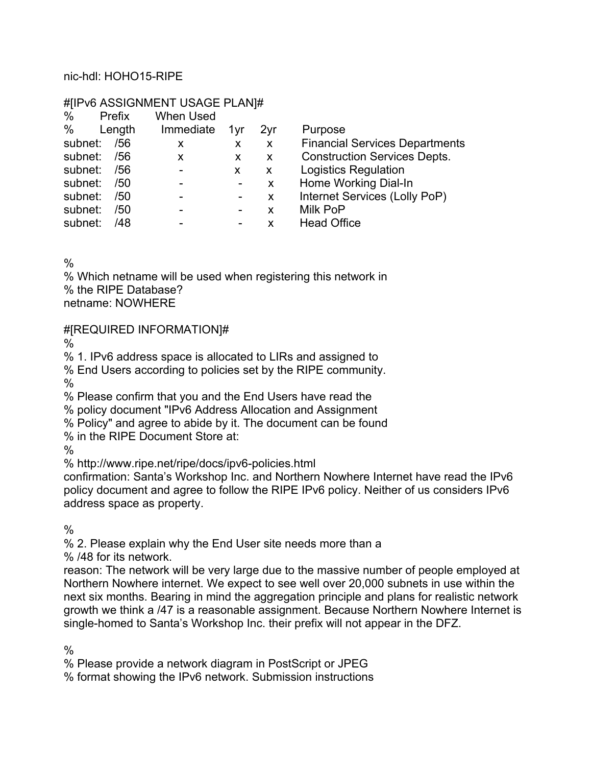nic-hdl: HOHO15-RIPE

#[IPv6 ASSIGNMENT USAGE PLAN]#

| % | Prefix Length | When Used Immediate | 1yr | 2yr | Purpose |
|---|---|---|---|---|---|
| subnet: | /56 | x | x | x | Financial Services Departments |
| subnet: | /56 | x | x | x | Construction Services Depts. |
| subnet: | /56 | - | x | x | Logistics Regulation |
| subnet: | /50 | - | - | x | Home Working Dial-In |
| subnet: | /50 | - | - | x | Internet Services (Lolly PoP) |
| subnet: | /50 | - | - | x | Milk PoP |
| subnet: | /48 | - | - | x | Head Office |

%
% Which netname will be used when registering this network in
% the RIPE Database?
netname: NOWHERE

#[REQUIRED INFORMATION]#
%
% 1. IPv6 address space is allocated to LIRs and assigned to
% End Users according to policies set by the RIPE community.
%
% Please confirm that you and the End Users have read the
% policy document "IPv6 Address Allocation and Assignment
% Policy" and agree to abide by it. The document can be found
% in the RIPE Document Store at:
%
% http://www.ripe.net/ripe/docs/ipv6-policies.html
confirmation: Santa's Workshop Inc. and Northern Nowhere Internet have read the IPv6 policy document and agree to follow the RIPE IPv6 policy. Neither of us considers IPv6 address space as property.

%
% 2. Please explain why the End User site needs more than a
% /48 for its network.
reason: The network will be very large due to the massive number of people employed at Northern Nowhere internet. We expect to see well over 20,000 subnets in use within the next six months. Bearing in mind the aggregation principle and plans for realistic network growth we think a /47 is a reasonable assignment. Because Northern Nowhere Internet is single-homed to Santa's Workshop Inc. their prefix will not appear in the DFZ.

%
% Please provide a network diagram in PostScript or JPEG
% format showing the IPv6 network. Submission instructions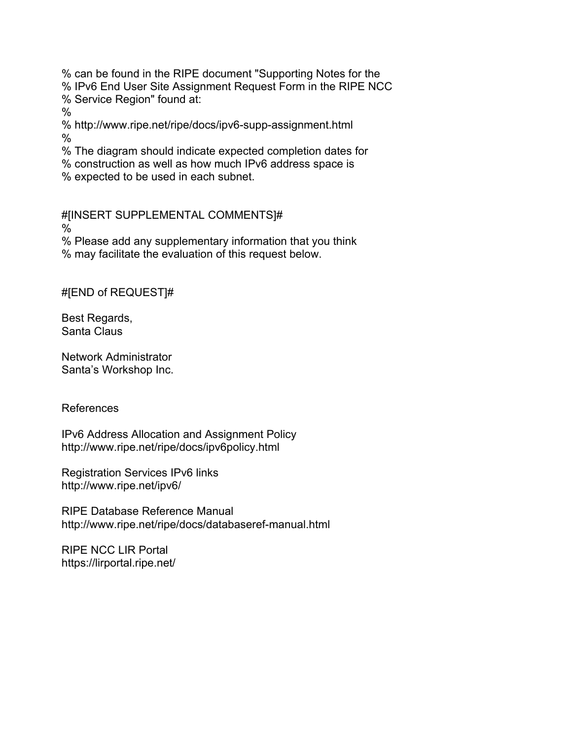% can be found in the RIPE document "Supporting Notes for the
% IPv6 End User Site Assignment Request Form in the RIPE NCC
% Service Region" found at:
%
% http://www.ripe.net/ripe/docs/ipv6-supp-assignment.html
%
% The diagram should indicate expected completion dates for
% construction as well as how much IPv6 address space is
% expected to be used in each subnet.

#[INSERT SUPPLEMENTAL COMMENTS]#
%
% Please add any supplementary information that you think
% may facilitate the evaluation of this request below.

#[END of REQUEST]#

Best Regards,
Santa Claus

Network Administrator
Santa's Workshop Inc.

References

IPv6 Address Allocation and Assignment Policy
http://www.ripe.net/ripe/docs/ipv6policy.html

Registration Services IPv6 links
http://www.ripe.net/ipv6/

RIPE Database Reference Manual
http://www.ripe.net/ripe/docs/databaseref-manual.html

RIPE NCC LIR Portal
https://lirportal.ripe.net/